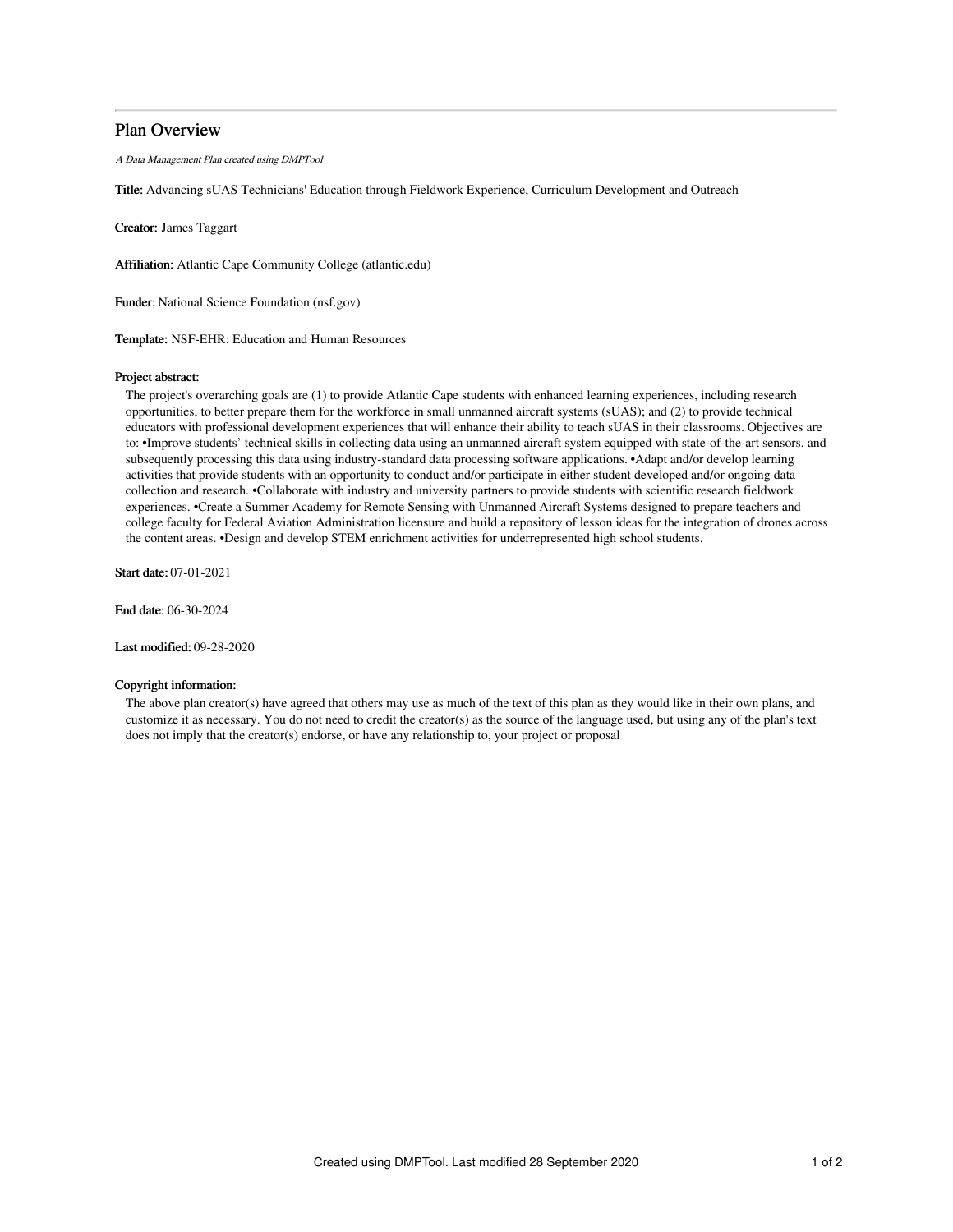# Plan Overview

*A Data Management Plan created using DMPTool*

**Title:** Advancing sUAS Technicians' Education through Fieldwork Experience, Curriculum Development and Outreach

**Creator:** James Taggart

**Affiliation:** Atlantic Cape Community College (atlantic.edu)

**Funder:** National Science Foundation (nsf.gov)

**Template:** NSF-EHR: Education and Human Resources

**Project abstract:**

The project's overarching goals are (1) to provide Atlantic Cape students with enhanced learning experiences, including research opportunities, to better prepare them for the workforce in small unmanned aircraft systems (sUAS); and (2) to provide technical educators with professional development experiences that will enhance their ability to teach sUAS in their classrooms. Objectives are to: •Improve students' technical skills in collecting data using an unmanned aircraft system equipped with state-of-the-art sensors, and subsequently processing this data using industry-standard data processing software applications. •Adapt and/or develop learning activities that provide students with an opportunity to conduct and/or participate in either student developed and/or ongoing data collection and research. •Collaborate with industry and university partners to provide students with scientific research fieldwork experiences. •Create a Summer Academy for Remote Sensing with Unmanned Aircraft Systems designed to prepare teachers and college faculty for Federal Aviation Administration licensure and build a repository of lesson ideas for the integration of drones across the content areas. •Design and develop STEM enrichment activities for underrepresented high school students.

**Start date:** 07-01-2021

**End date:** 06-30-2024

**Last modified:** 09-28-2020

**Copyright information:**

The above plan creator(s) have agreed that others may use as much of the text of this plan as they would like in their own plans, and customize it as necessary. You do not need to credit the creator(s) as the source of the language used, but using any of the plan's text does not imply that the creator(s) endorse, or have any relationship to, your project or proposal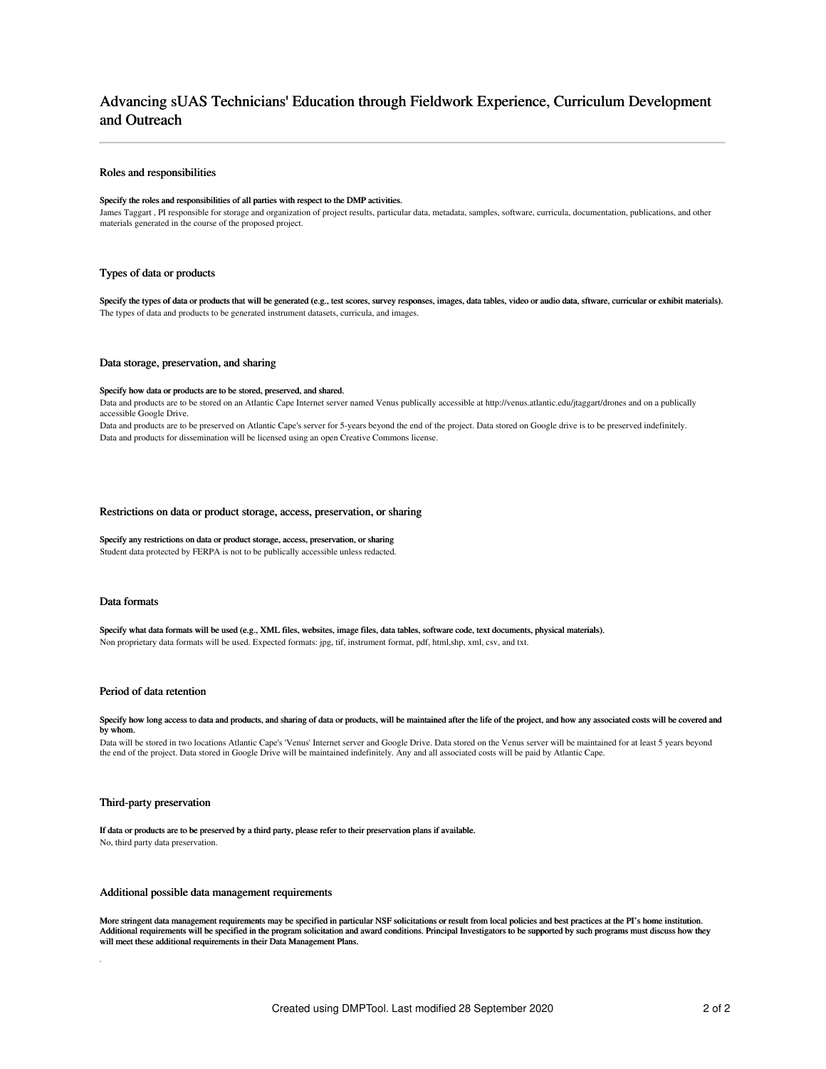# Advancing sUAS Technicians' Education through Fieldwork Experience, Curriculum Development and Outreach

## Roles and responsibilities

**Specify the roles and responsibilities of all parties with respect to the DMP activities.**

James Taggart , PI responsible for storage and organization of project results, particular data, metadata, samples, software, curricula, documentation, publications, and other materials generated in the course of the proposed project.

## Types of data or products

**Specify the types of data or products that will be generated (e.g., test scores, survey responses, images, data tables, video or audio data, sftware, curricular or exhibit materials).**

The types of data and products to be generated instrument datasets, curricula, and images.

## Data storage, preservation, and sharing

**Specify how data or products are to be stored, preserved, and shared.**

Data and products are to be stored on an Atlantic Cape Internet server named Venus publically accessible at http://venus.atlantic.edu/jtaggart/drones and on a publically accessible Google Drive.

Data and products are to be preserved on Atlantic Cape's server for 5-years beyond the end of the project. Data stored on Google drive is to be preserved indefinitely.

Data and products for dissemination will be licensed using an open Creative Commons license.

## Restrictions on data or product storage, access, preservation, or sharing

**Specify any restrictions on data or product storage, access, preservation, or sharing**

Student data protected by FERPA is not to be publically accessible unless redacted.

## Data formats

**Specify what data formats will be used (e.g., XML files, websites, image files, data tables, software code, text documents, physical materials).**

Non proprietary data formats will be used. Expected formats: jpg, tif, instrument format, pdf, html,shp, xml, csv, and txt.

## Period of data retention

**Specify how long access to data and products, and sharing of data or products, will be maintained after the life of the project, and how any associated costs will be covered and by whom.**

Data will be stored in two locations Atlantic Cape's 'Venus' Internet server and Google Drive. Data stored on the Venus server will be maintained for at least 5 years beyond the end of the project. Data stored in Google Drive will be maintained indefinitely. Any and all associated costs will be paid by Atlantic Cape.

## Third-party preservation

**If data or products are to be preserved by a third party, please refer to their preservation plans if available.**

No, third party data preservation.

## Additional possible data management requirements

**More stringent data management requirements may be specified in particular NSF solicitations or result from local policies and best practices at the PI's home institution. Additional requirements will be specified in the program solicitation and award conditions. Principal Investigators to be supported by such programs must discuss how they will meet these additional requirements in their Data Management Plans.**

.

Created using DMPTool. Last modified 28 September 2020